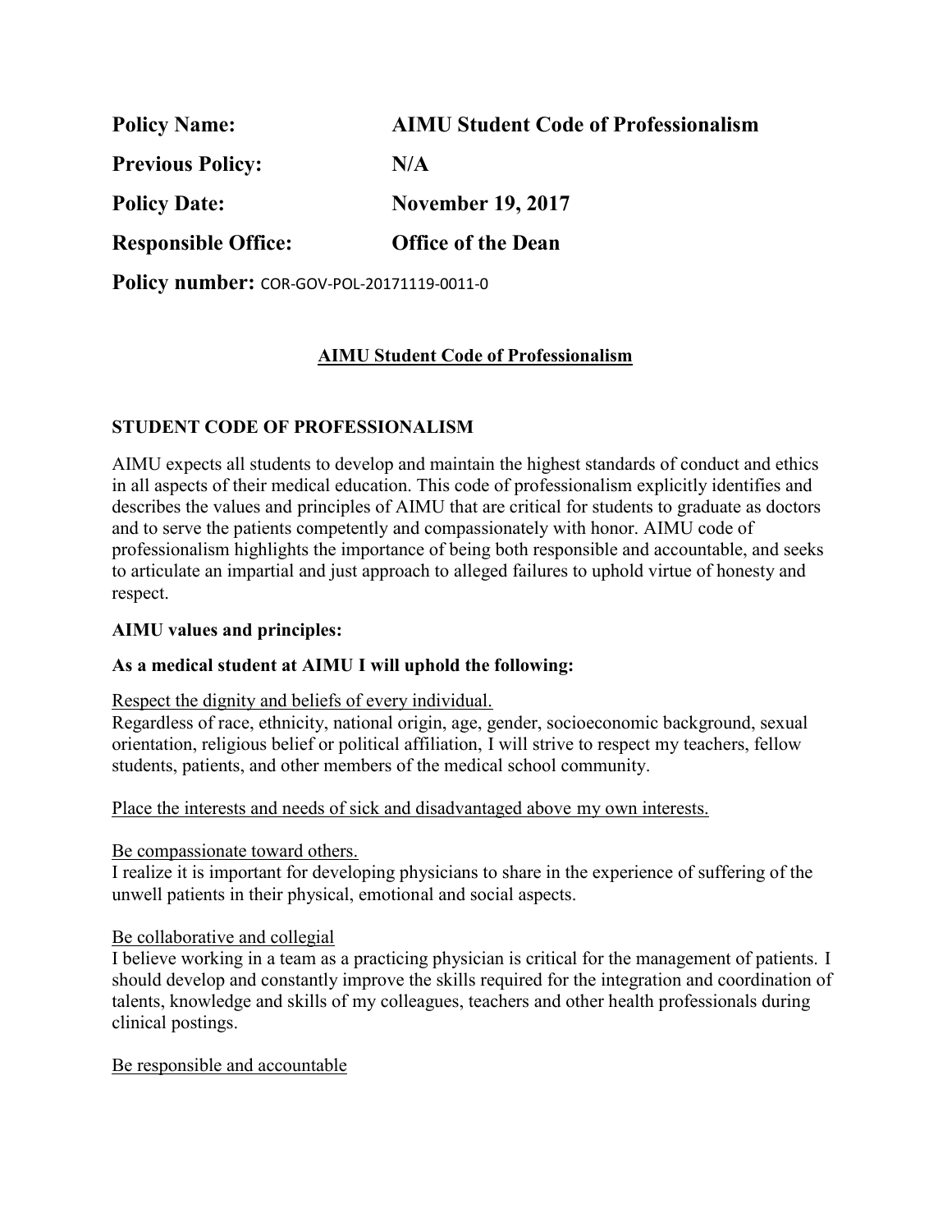**Policy Name:** **AIMU Student Code of Professionalism**

**Previous Policy:** **N/A**

**Policy Date:** **November 19, 2017**

**Responsible Office:** **Office of the Dean**

**Policy number:** COR-GOV-POL-20171119-0011-0

## AIMU Student Code of Professionalism

### STUDENT CODE OF PROFESSIONALISM

AIMU expects all students to develop and maintain the highest standards of conduct and ethics in all aspects of their medical education. This code of professionalism explicitly identifies and describes the values and principles of AIMU that are critical for students to graduate as doctors and to serve the patients competently and compassionately with honor. AIMU code of professionalism highlights the importance of being both responsible and accountable, and seeks to articulate an impartial and just approach to alleged failures to uphold virtue of honesty and respect.

**AIMU values and principles:**

**As a medical student at AIMU I will uphold the following:**

Respect the dignity and beliefs of every individual.
Regardless of race, ethnicity, national origin, age, gender, socioeconomic background, sexual orientation, religious belief or political affiliation, I will strive to respect my teachers, fellow students, patients, and other members of the medical school community.

Place the interests and needs of sick and disadvantaged above my own interests.

Be compassionate toward others.
I realize it is important for developing physicians to share in the experience of suffering of the unwell patients in their physical, emotional and social aspects.

Be collaborative and collegial
I believe working in a team as a practicing physician is critical for the management of patients. I should develop and constantly improve the skills required for the integration and coordination of talents, knowledge and skills of my colleagues, teachers and other health professionals during clinical postings.

Be responsible and accountable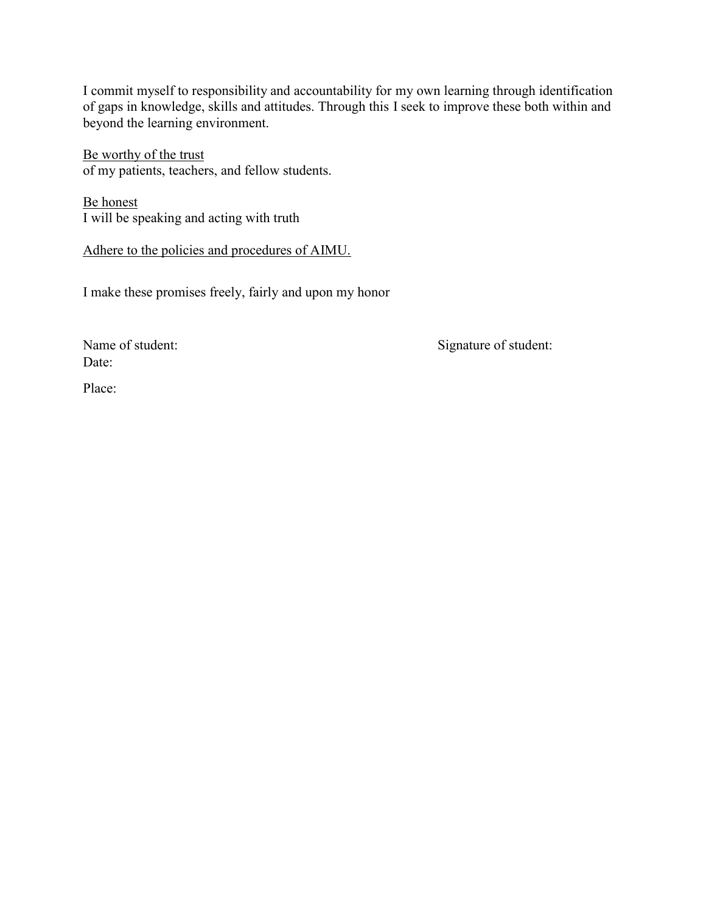I commit myself to responsibility and accountability for my own learning through identification of gaps in knowledge, skills and attitudes. Through this I seek to improve these both within and beyond the learning environment.

<u>Be worthy of the trust</u>
of my patients, teachers, and fellow students.

<u>Be honest</u>
I will be speaking and acting with truth

<u>Adhere to the policies and procedures of AIMU.</u>

I make these promises freely, fairly and upon my honor

Name of student:

Signature of student:

Date:

Place: